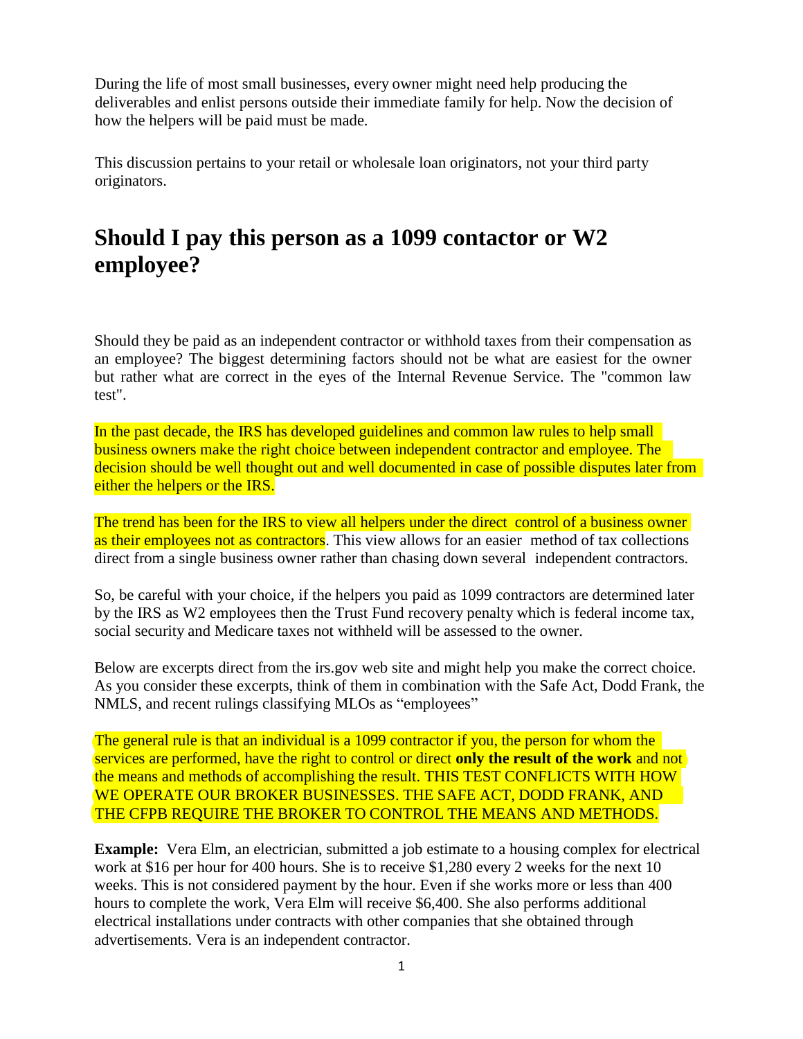During the life of most small businesses, every owner might need help producing the deliverables and enlist persons outside their immediate family for help. Now the decision of how the helpers will be paid must be made.

This discussion pertains to your retail or wholesale loan originators, not your third party originators.

# Should I pay this person as a 1099 contactor or W2 employee?

Should they be paid as an independent contractor or withhold taxes from their compensation as an employee? The biggest determining factors should not be what are easiest for the owner but rather what are correct in the eyes of the Internal Revenue Service. The "common law test".

In the past decade, the IRS has developed guidelines and common law rules to help small business owners make the right choice between independent contractor and employee. The decision should be well thought out and well documented in case of possible disputes later from either the helpers or the IRS.

The trend has been for the IRS to view all helpers under the direct control of a business owner as their employees not as contractors. This view allows for an easier method of tax collections direct from a single business owner rather than chasing down several independent contractors.

So, be careful with your choice, if the helpers you paid as 1099 contractors are determined later by the IRS as W2 employees then the Trust Fund recovery penalty which is federal income tax, social security and Medicare taxes not withheld will be assessed to the owner.

Below are excerpts direct from the irs.gov web site and might help you make the correct choice. As you consider these excerpts, think of them in combination with the Safe Act, Dodd Frank, the NMLS, and recent rulings classifying MLOs as "employees"

The general rule is that an individual is a 1099 contractor if you, the person for whom the services are performed, have the right to control or direct **only the result of the work** and not the means and methods of accomplishing the result. THIS TEST CONFLICTS WITH HOW WE OPERATE OUR BROKER BUSINESSES. THE SAFE ACT, DODD FRANK, AND THE CFPB REQUIRE THE BROKER TO CONTROL THE MEANS AND METHODS.

**Example:** Vera Elm, an electrician, submitted a job estimate to a housing complex for electrical work at $16 per hour for 400 hours. She is to receive $1,280 every 2 weeks for the next 10 weeks. This is not considered payment by the hour. Even if she works more or less than 400 hours to complete the work, Vera Elm will receive $6,400. She also performs additional electrical installations under contracts with other companies that she obtained through advertisements. Vera is an independent contractor.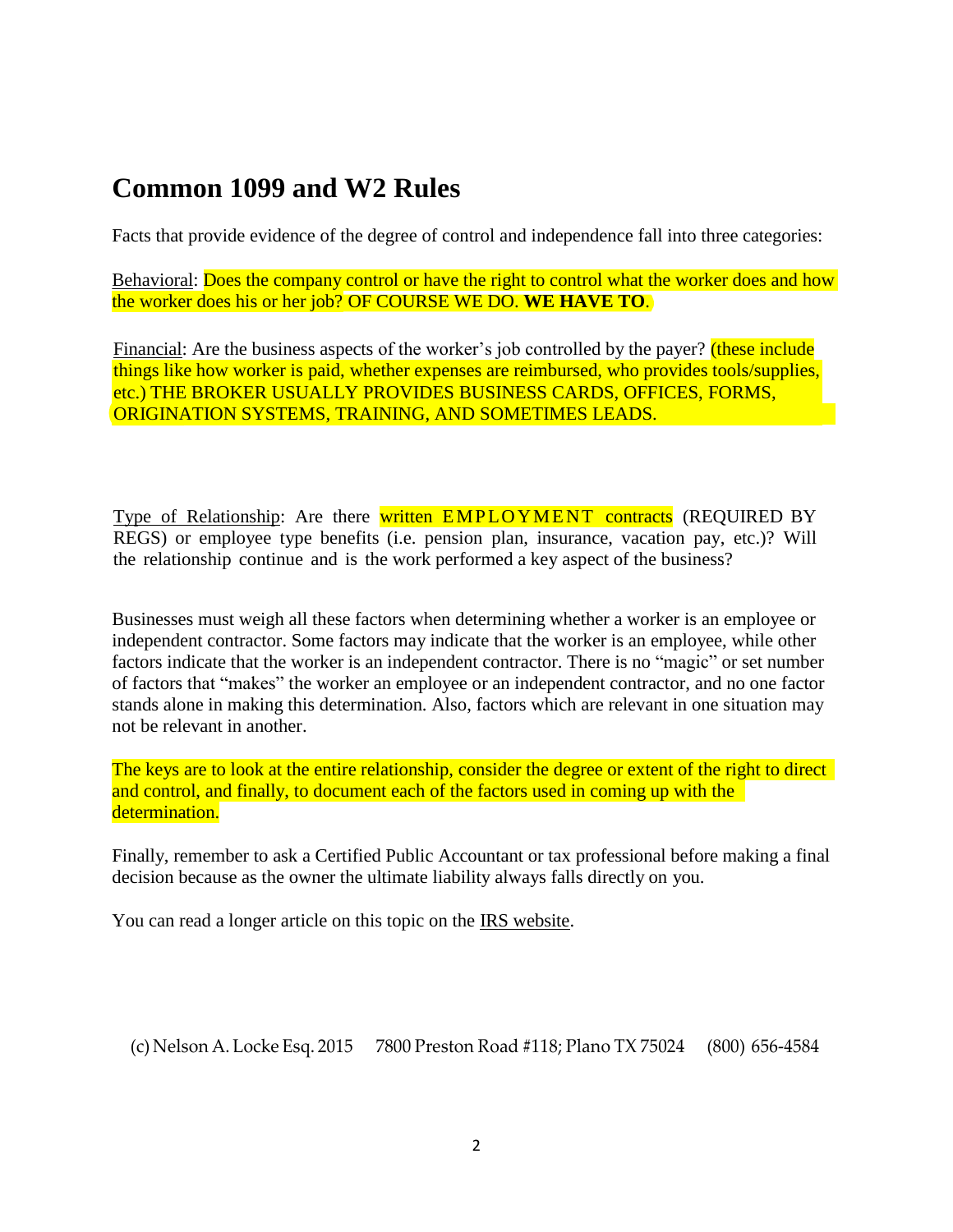# Common 1099 and W2 Rules

Facts that provide evidence of the degree of control and independence fall into three categories:

Behavioral: Does the company control or have the right to control what the worker does and how the worker does his or her job? OF COURSE WE DO. **WE HAVE TO**.

Financial: Are the business aspects of the worker's job controlled by the payer? (these include things like how worker is paid, whether expenses are reimbursed, who provides tools/supplies, etc.) THE BROKER USUALLY PROVIDES BUSINESS CARDS, OFFICES, FORMS, ORIGINATION SYSTEMS, TRAINING, AND SOMETIMES LEADS.

Type of Relationship: Are there written EMPLOYMENT contracts (REQUIRED BY REGS) or employee type benefits (i.e. pension plan, insurance, vacation pay, etc.)? Will the relationship continue and is the work performed a key aspect of the business?

Businesses must weigh all these factors when determining whether a worker is an employee or independent contractor. Some factors may indicate that the worker is an employee, while other factors indicate that the worker is an independent contractor. There is no "magic" or set number of factors that "makes" the worker an employee or an independent contractor, and no one factor stands alone in making this determination. Also, factors which are relevant in one situation may not be relevant in another.

The keys are to look at the entire relationship, consider the degree or extent of the right to direct and control, and finally, to document each of the factors used in coming up with the determination.

Finally, remember to ask a Certified Public Accountant or tax professional before making a final decision because as the owner the ultimate liability always falls directly on you.

You can read a longer article on this topic on the IRS website.

(c) Nelson A. Locke Esq. 2015 7800 Preston Road #118; Plano TX 75024 (800) 656-4584